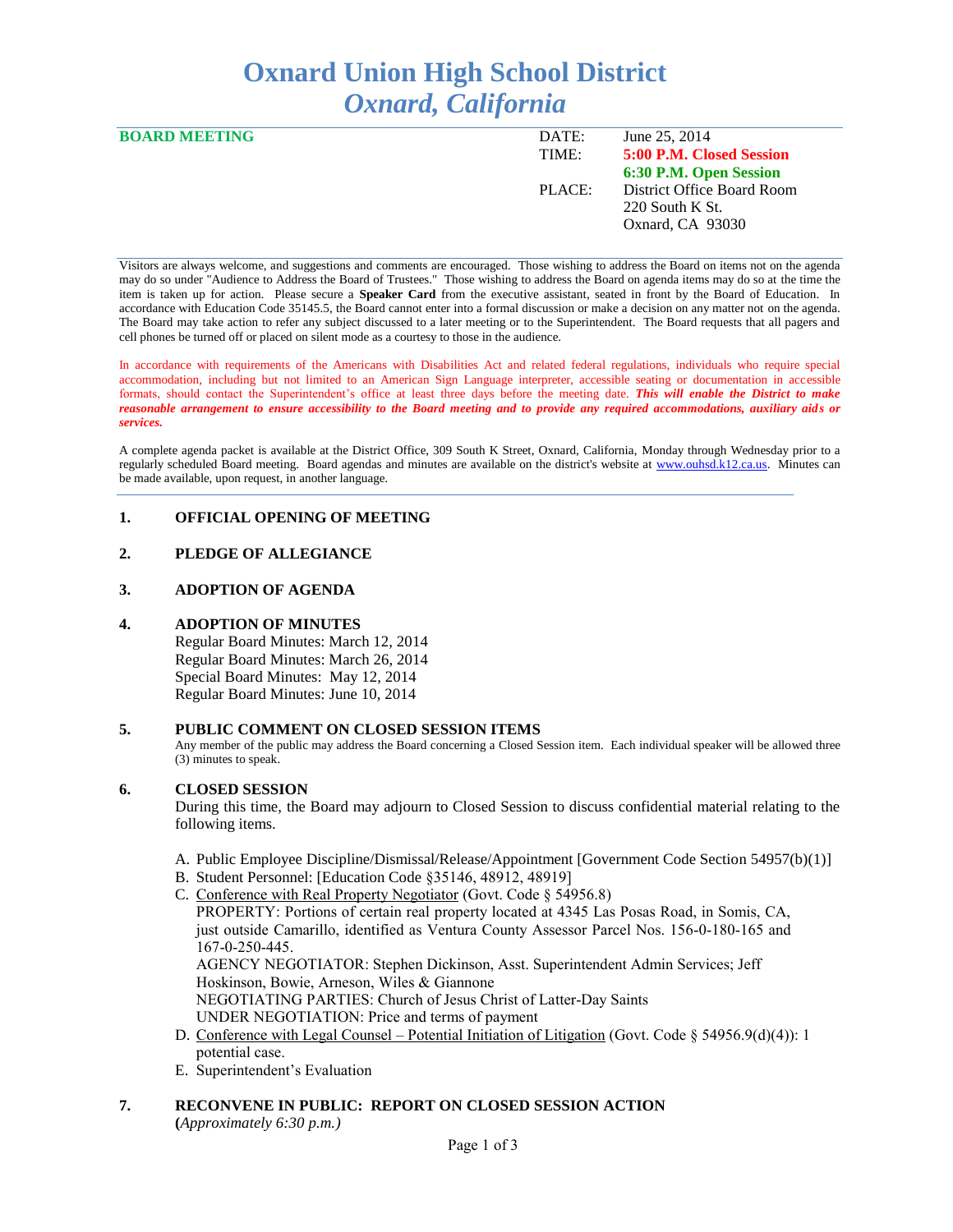# Oxnard Union High School District
## *Oxnard, California*

**BOARD MEETING**

| | |
|---|---|
| DATE: | June 25, 2014 |
| TIME: | **5:00 P.M. Closed Session** |
| | **6:30 P.M. Open Session** |
| PLACE: | District Office Board Room<br>220 South K St.<br>Oxnard, CA 93030 |

Visitors are always welcome, and suggestions and comments are encouraged. Those wishing to address the Board on items not on the agenda may do so under "Audience to Address the Board of Trustees." Those wishing to address the Board on agenda items may do so at the time the item is taken up for action. Please secure a **Speaker Card** from the executive assistant, seated in front by the Board of Education. In accordance with Education Code 35145.5, the Board cannot enter into a formal discussion or make a decision on any matter not on the agenda. The Board may take action to refer any subject discussed to a later meeting or to the Superintendent. The Board requests that all pagers and cell phones be turned off or placed on silent mode as a courtesy to those in the audience.

In accordance with requirements of the Americans with Disabilities Act and related federal regulations, individuals who require special accommodation, including but not limited to an American Sign Language interpreter, accessible seating or documentation in accessible formats, should contact the Superintendent's office at least three days before the meeting date. ***This will enable the District to make reasonable arrangement to ensure accessibility to the Board meeting and to provide any required accommodations, auxiliary aids or services.***

A complete agenda packet is available at the District Office, 309 South K Street, Oxnard, California, Monday through Wednesday prior to a regularly scheduled Board meeting. Board agendas and minutes are available on the district's website at www.ouhsd.k12.ca.us. Minutes can be made available, upon request, in another language.

### 1. OFFICIAL OPENING OF MEETING

### 2. PLEDGE OF ALLEGIANCE

### 3. ADOPTION OF AGENDA

### 4. ADOPTION OF MINUTES

Regular Board Minutes: March 12, 2014
Regular Board Minutes: March 26, 2014
Special Board Minutes: May 12, 2014
Regular Board Minutes: June 10, 2014

### 5. PUBLIC COMMENT ON CLOSED SESSION ITEMS

Any member of the public may address the Board concerning a Closed Session item. Each individual speaker will be allowed three (3) minutes to speak.

### 6. CLOSED SESSION

During this time, the Board may adjourn to Closed Session to discuss confidential material relating to the following items.

A. Public Employee Discipline/Dismissal/Release/Appointment [Government Code Section 54957(b)(1)]
B. Student Personnel: [Education Code §35146, 48912, 48919]
C. Conference with Real Property Negotiator (Govt. Code § 54956.8)
PROPERTY: Portions of certain real property located at 4345 Las Posas Road, in Somis, CA, just outside Camarillo, identified as Ventura County Assessor Parcel Nos. 156-0-180-165 and 167-0-250-445.
AGENCY NEGOTIATOR: Stephen Dickinson, Asst. Superintendent Admin Services; Jeff Hoskinson, Bowie, Arneson, Wiles & Giannone
NEGOTIATING PARTIES: Church of Jesus Christ of Latter-Day Saints
UNDER NEGOTIATION: Price and terms of payment
D. Conference with Legal Counsel – Potential Initiation of Litigation (Govt. Code § 54956.9(d)(4)): 1 potential case.
E. Superintendent's Evaluation

### 7. RECONVENE IN PUBLIC: REPORT ON CLOSED SESSION ACTION

(*Approximately 6:30 p.m.)*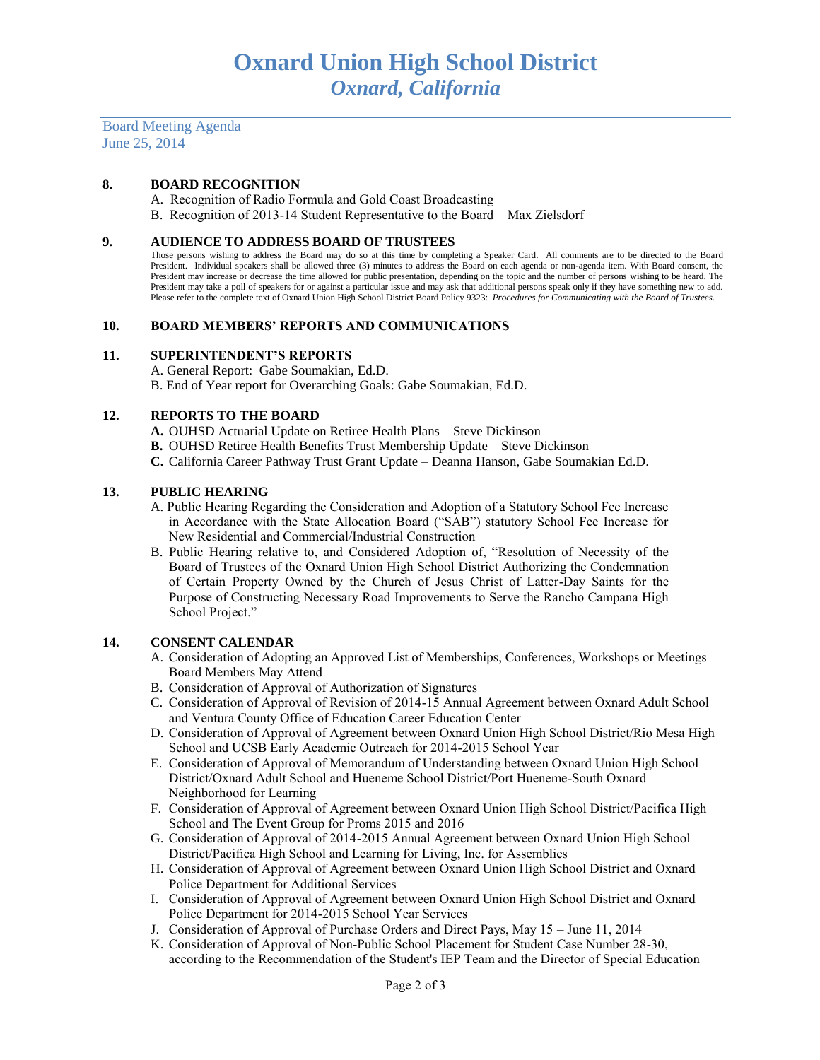# Oxnard Union High School District
## *Oxnard, California*

Board Meeting Agenda
June 25, 2014

### 8. BOARD RECOGNITION

A. Recognition of Radio Formula and Gold Coast Broadcasting
B. Recognition of 2013-14 Student Representative to the Board – Max Zielsdorf

### 9. AUDIENCE TO ADDRESS BOARD OF TRUSTEES

Those persons wishing to address the Board may do so at this time by completing a Speaker Card. All comments are to be directed to the Board President. Individual speakers shall be allowed three (3) minutes to address the Board on each agenda or non-agenda item. With Board consent, the President may increase or decrease the time allowed for public presentation, depending on the topic and the number of persons wishing to be heard. The President may take a poll of speakers for or against a particular issue and may ask that additional persons speak only if they have something new to add. Please refer to the complete text of Oxnard Union High School District Board Policy 9323: *Procedures for Communicating with the Board of Trustees.*

### 10. BOARD MEMBERS' REPORTS AND COMMUNICATIONS

### 11. SUPERINTENDENT'S REPORTS

A. General Report: Gabe Soumakian, Ed.D.
B. End of Year report for Overarching Goals: Gabe Soumakian, Ed.D.

### 12. REPORTS TO THE BOARD

**A.** OUHSD Actuarial Update on Retiree Health Plans – Steve Dickinson
**B.** OUHSD Retiree Health Benefits Trust Membership Update – Steve Dickinson
**C.** California Career Pathway Trust Grant Update – Deanna Hanson, Gabe Soumakian Ed.D.

### 13. PUBLIC HEARING

A. Public Hearing Regarding the Consideration and Adoption of a Statutory School Fee Increase in Accordance with the State Allocation Board ("SAB") statutory School Fee Increase for New Residential and Commercial/Industrial Construction
B. Public Hearing relative to, and Considered Adoption of, "Resolution of Necessity of the Board of Trustees of the Oxnard Union High School District Authorizing the Condemnation of Certain Property Owned by the Church of Jesus Christ of Latter-Day Saints for the Purpose of Constructing Necessary Road Improvements to Serve the Rancho Campana High School Project."

### 14. CONSENT CALENDAR

A. Consideration of Adopting an Approved List of Memberships, Conferences, Workshops or Meetings Board Members May Attend
B. Consideration of Approval of Authorization of Signatures
C. Consideration of Approval of Revision of 2014-15 Annual Agreement between Oxnard Adult School and Ventura County Office of Education Career Education Center
D. Consideration of Approval of Agreement between Oxnard Union High School District/Rio Mesa High School and UCSB Early Academic Outreach for 2014-2015 School Year
E. Consideration of Approval of Memorandum of Understanding between Oxnard Union High School District/Oxnard Adult School and Hueneme School District/Port Hueneme-South Oxnard Neighborhood for Learning
F. Consideration of Approval of Agreement between Oxnard Union High School District/Pacifica High School and The Event Group for Proms 2015 and 2016
G. Consideration of Approval of 2014-2015 Annual Agreement between Oxnard Union High School District/Pacifica High School and Learning for Living, Inc. for Assemblies
H. Consideration of Approval of Agreement between Oxnard Union High School District and Oxnard Police Department for Additional Services
I. Consideration of Approval of Agreement between Oxnard Union High School District and Oxnard Police Department for 2014-2015 School Year Services
J. Consideration of Approval of Purchase Orders and Direct Pays, May 15 – June 11, 2014
K. Consideration of Approval of Non-Public School Placement for Student Case Number 28-30, according to the Recommendation of the Student's IEP Team and the Director of Special Education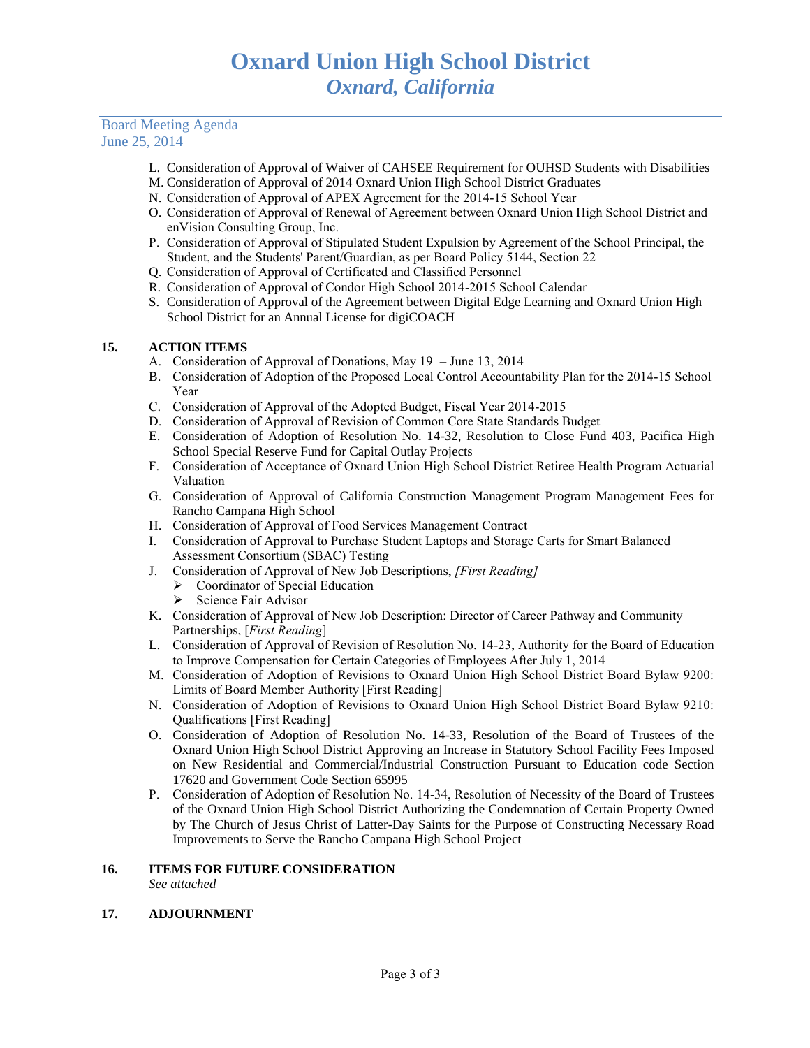# Oxnard Union High School District
## *Oxnard, California*

Board Meeting Agenda
June 25, 2014

L. Consideration of Approval of Waiver of CAHSEE Requirement for OUHSD Students with Disabilities
M. Consideration of Approval of 2014 Oxnard Union High School District Graduates
N. Consideration of Approval of APEX Agreement for the 2014-15 School Year
O. Consideration of Approval of Renewal of Agreement between Oxnard Union High School District and enVision Consulting Group, Inc.
P. Consideration of Approval of Stipulated Student Expulsion by Agreement of the School Principal, the Student, and the Students' Parent/Guardian, as per Board Policy 5144, Section 22
Q. Consideration of Approval of Certificated and Classified Personnel
R. Consideration of Approval of Condor High School 2014-2015 School Calendar
S. Consideration of Approval of the Agreement between Digital Edge Learning and Oxnard Union High School District for an Annual License for digiCOACH

**15. ACTION ITEMS**

A. Consideration of Approval of Donations, May 19 – June 13, 2014
B. Consideration of Adoption of the Proposed Local Control Accountability Plan for the 2014-15 School Year
C. Consideration of Approval of the Adopted Budget, Fiscal Year 2014-2015
D. Consideration of Approval of Revision of Common Core State Standards Budget
E. Consideration of Adoption of Resolution No. 14-32, Resolution to Close Fund 403, Pacifica High School Special Reserve Fund for Capital Outlay Projects
F. Consideration of Acceptance of Oxnard Union High School District Retiree Health Program Actuarial Valuation
G. Consideration of Approval of California Construction Management Program Management Fees for Rancho Campana High School
H. Consideration of Approval of Food Services Management Contract
I. Consideration of Approval to Purchase Student Laptops and Storage Carts for Smart Balanced Assessment Consortium (SBAC) Testing
J. Consideration of Approval of New Job Descriptions, *[First Reading]*
   - Coordinator of Special Education
   - Science Fair Advisor
K. Consideration of Approval of New Job Description: Director of Career Pathway and Community Partnerships, [*First Reading*]
L. Consideration of Approval of Revision of Resolution No. 14-23, Authority for the Board of Education to Improve Compensation for Certain Categories of Employees After July 1, 2014
M. Consideration of Adoption of Revisions to Oxnard Union High School District Board Bylaw 9200: Limits of Board Member Authority [First Reading]
N. Consideration of Adoption of Revisions to Oxnard Union High School District Board Bylaw 9210: Qualifications [First Reading]
O. Consideration of Adoption of Resolution No. 14-33, Resolution of the Board of Trustees of the Oxnard Union High School District Approving an Increase in Statutory School Facility Fees Imposed on New Residential and Commercial/Industrial Construction Pursuant to Education code Section 17620 and Government Code Section 65995
P. Consideration of Adoption of Resolution No. 14-34, Resolution of Necessity of the Board of Trustees of the Oxnard Union High School District Authorizing the Condemnation of Certain Property Owned by The Church of Jesus Christ of Latter-Day Saints for the Purpose of Constructing Necessary Road Improvements to Serve the Rancho Campana High School Project

**16. ITEMS FOR FUTURE CONSIDERATION**

*See attached*

**17. ADJOURNMENT**